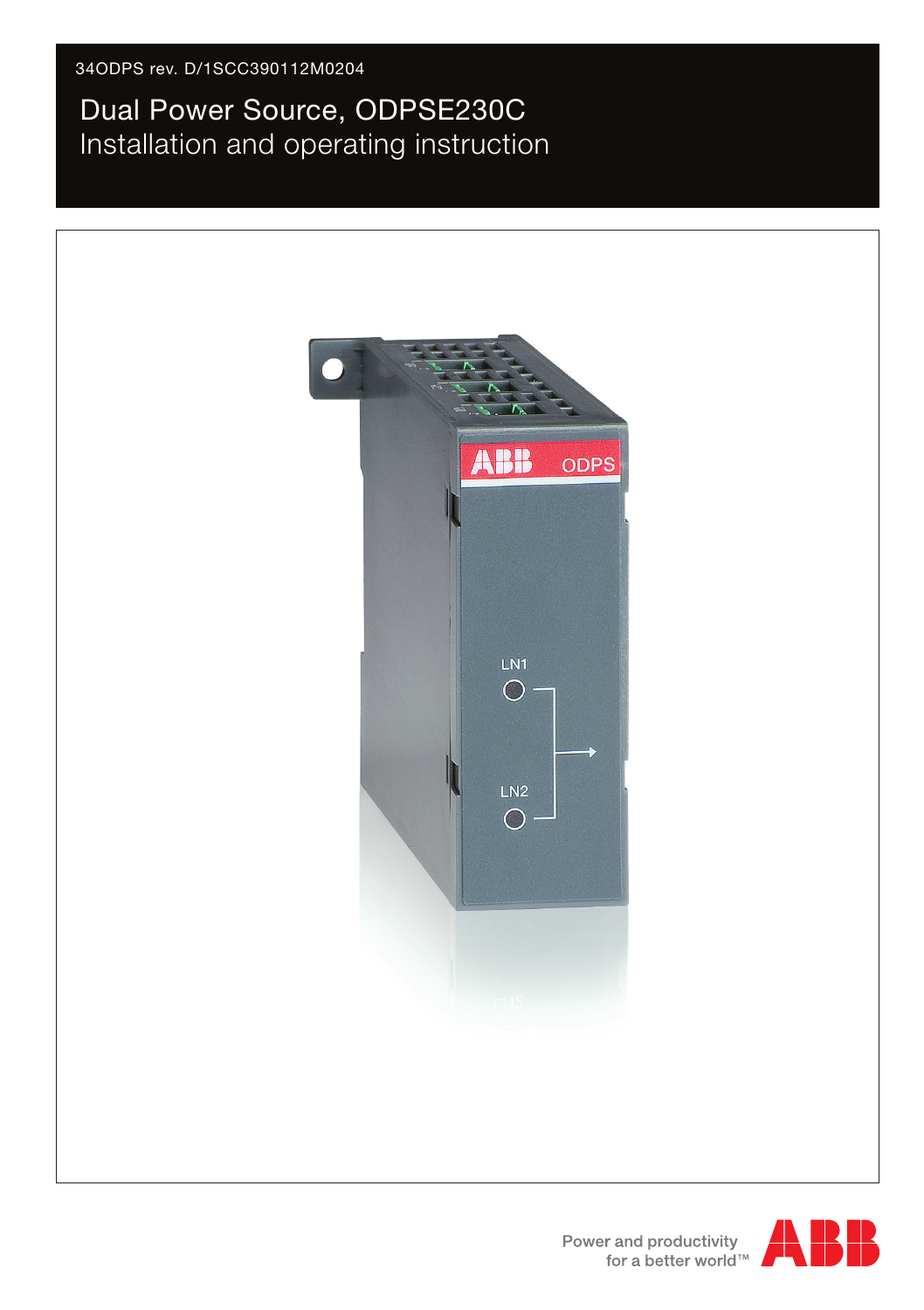34ODPS rev. D/1SCC390112M0204

# Dual Power Source, ODPSE230C

## Installation and operating instruction

Power and productivity for a better world™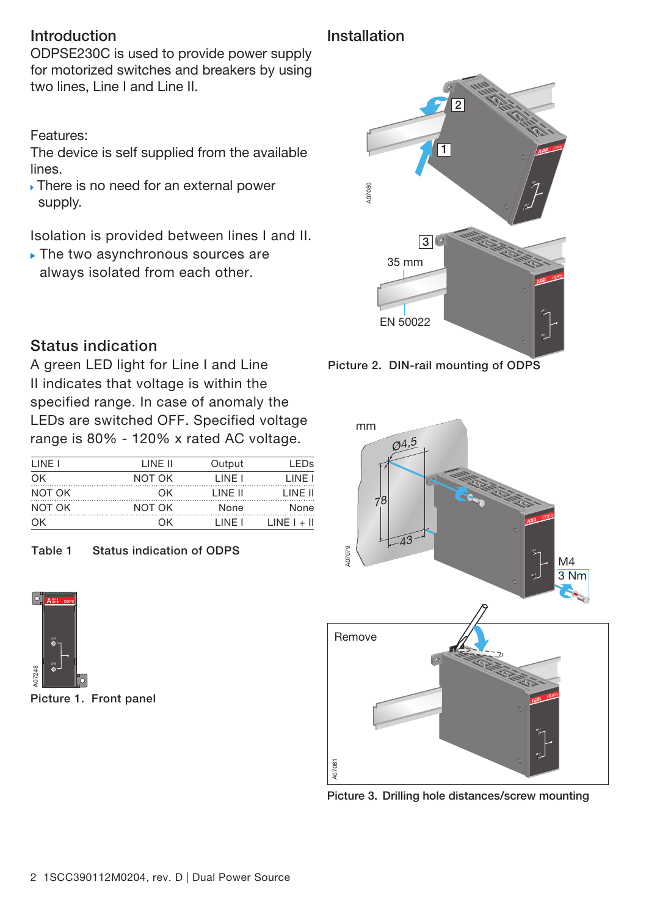## Introduction

ODPSE230C is used to provide power supply for motorized switches and breakers by using two lines, Line I and Line II.

Features:

The device is self supplied from the available lines.

- There is no need for an external power supply.

Isolation is provided between lines I and II.

- The two asynchronous sources are always isolated from each other.

## Status indication

A green LED light for Line I and Line II indicates that voltage is within the specified range. In case of anomaly the LEDs are switched OFF. Specified voltage range is 80% - 120% x rated AC voltage.

| LINE I | LINE II | Output | LEDs |
|---|---|---|---|
| OK | NOT OK | LINE I | LINE I |
| NOT OK | OK | LINE II | LINE II |
| NOT OK | NOT OK | None | None |
| OK | OK | LINE I | LINE I + II |

Table 1 Status indication of ODPS

Picture 1. Front panel

## Installation

Picture 2. DIN-rail mounting of ODPS

Picture 3. Drilling hole distances/screw mounting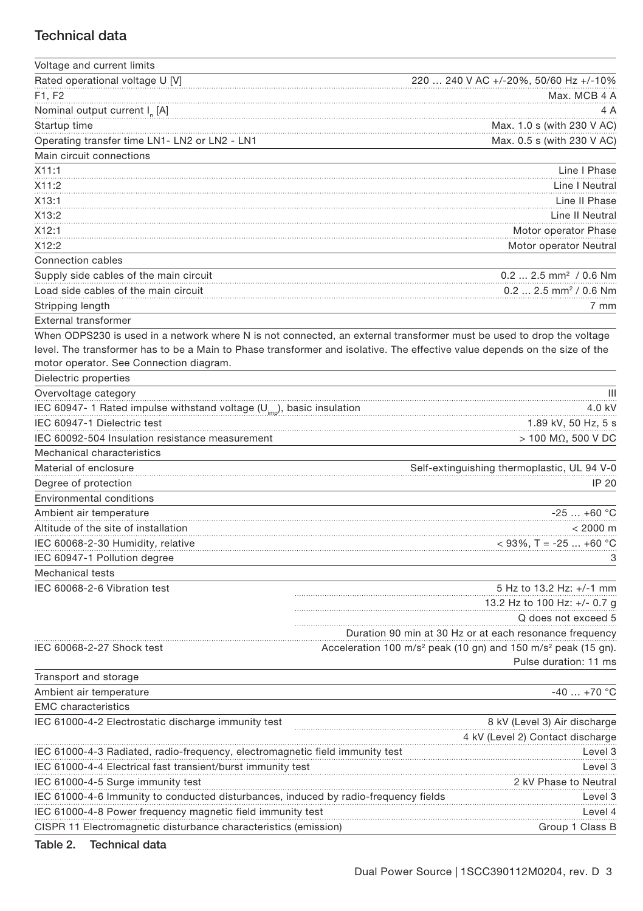## Technical data

| Voltage and current limits | |
|---|---|
| Rated operational voltage U [V] | 220 … 240 V AC +/-20%, 50/60 Hz +/-10% |
| F1, F2 | Max. MCB 4 A |
| Nominal output current $I_n$ [A] | 4 A |
| Startup time | Max. 1.0 s (with 230 V AC) |
| Operating transfer time LN1- LN2 or LN2 - LN1 | Max. 0.5 s (with 230 V AC) |
| **Main circuit connections** | |
| X11:1 | Line I Phase |
| X11:2 | Line I Neutral |
| X13:1 | Line II Phase |
| X13:2 | Line II Neutral |
| X12:1 | Motor operator Phase |
| X12:2 | Motor operator Neutral |
| **Connection cables** | |
| Supply side cables of the main circuit | 0.2 ... 2.5 mm² / 0.6 Nm |
| Load side cables of the main circuit | 0.2 ... 2.5 mm² / 0.6 Nm |
| Stripping length | 7 mm |
| **External transformer** | |
| When ODPS230 is used in a network where N is not connected, an external transformer must be used to drop the voltage level. The transformer has to be a Main to Phase transformer and isolative. The effective value depends on the size of the motor operator. See Connection diagram. | |
| **Dielectric properties** | |
| Overvoltage category | III |
| IEC 60947- 1 Rated impulse withstand voltage ($U_{imp}$), basic insulation | 4.0 kV |
| IEC 60947-1 Dielectric test | 1.89 kV, 50 Hz, 5 s |
| IEC 60092-504 Insulation resistance measurement | > 100 MΩ, 500 V DC |
| **Mechanical characteristics** | |
| Material of enclosure | Self-extinguishing thermoplastic, UL 94 V-0 |
| Degree of protection | IP 20 |
| **Environmental conditions** | |
| Ambient air temperature | -25 … +60 °C |
| Altitude of the site of installation | < 2000 m |
| IEC 60068-2-30 Humidity, relative | < 93%, T = -25 ... +60 °C |
| IEC 60947-1 Pollution degree | 3 |
| **Mechanical tests** | |
| IEC 60068-2-6 Vibration test | 5 Hz to 13.2 Hz: +/-1 mm |
| | 13.2 Hz to 100 Hz: +/- 0.7 g |
| | Q does not exceed 5 |
| | Duration 90 min at 30 Hz or at each resonance frequency |
| IEC 60068-2-27 Shock test | Acceleration 100 m/s² peak (10 gn) and 150 m/s² peak (15 gn). Pulse duration: 11 ms |
| **Transport and storage** | |
| Ambient air temperature | -40 … +70 °C |
| **EMC characteristics** | |
| IEC 61000-4-2 Electrostatic discharge immunity test | 8 kV (Level 3) Air discharge |
| | 4 kV (Level 2) Contact discharge |
| IEC 61000-4-3 Radiated, radio-frequency, electromagnetic field immunity test | Level 3 |
| IEC 61000-4-4 Electrical fast transient/burst immunity test | Level 3 |
| IEC 61000-4-5 Surge immunity test | 2 kV Phase to Neutral |
| IEC 61000-4-6 Immunity to conducted disturbances, induced by radio-frequency fields | Level 3 |
| IEC 61000-4-8 Power frequency magnetic field immunity test | Level 4 |
| CISPR 11 Electromagnetic disturbance characteristics (emission) | Group 1 Class B |

**Table 2. Technical data**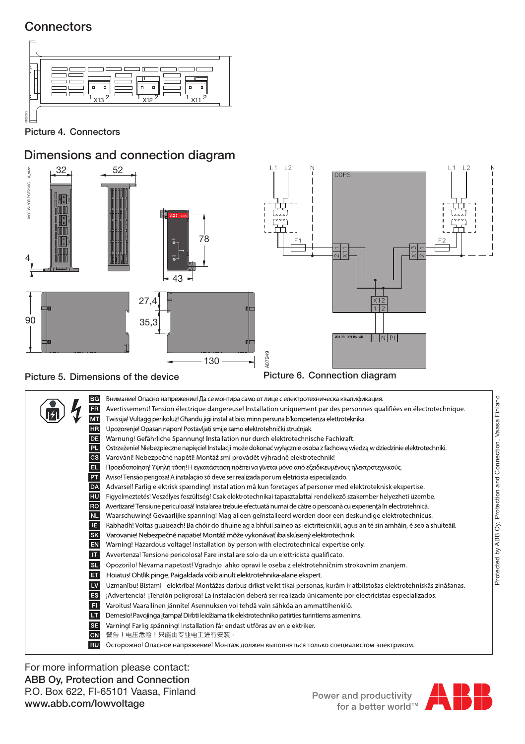## Connectors

1 X13 2    1 X12 2    1 X11 2

Picture 4. Connectors

## Dimensions and connection diagram

32
52
78
4
43
90
27,4
35,3
130

Picture 5. Dimensions of the device

L1 L2 N
ODPS
L1 L2 N
F1
F2
X11
X13
X12
MOTOR OPERATOR
L N PE

Picture 6. Connection diagram

BG Внимание! Опасно напрежение! Да се монтира само от лице с електротехническа квалификация.
FR Avertissement! Tension électrique dangereuse! Installation uniquement par des personnes qualifiées en électrotechnique.
MT Twissija! Vultaġġ perikoluż! Għandu jiġi installat biss minn persuna b'kompetenza elettroteknika.
HR Upozorenje! Opasan napon! Postavljati smije samo elektrotehnički stručnjak.
DE Warnung! Gefährliche Spannung! Installation nur durch elektrotechnische Fachkraft.
PL Ostrzeżenie! Niebezpieczne napięcie! Instalacji może dokonać wyłącznie osoba z fachową wiedzą w dziedzinie elektrotechniki.
CS Varování! Nebezpečné napětí! Montáž smí provádět výhradně elektrotechnik!
EL Προειδοποίηση! Υψηλή τάση! Η εγκατάσταση πρέπει να γίνεται μόνο από εξειδικευμένους ηλεκτροτεχνικούς.
PT Aviso! Tensão perigosa! A instalação só deve ser realizada por um eletricista especializado.
DA Advarsel! Farlig elektrisk spænding! Installation må kun foretages af personer med elektroteknisk ekspertise.
HU Figyelmeztetés! Veszélyes feszültség! Csak elektrotechnikai tapasztalattal rendelkező szakember helyezheti üzembe.
RO Avertizare! Tensiune periculoasă! Instalarea trebuie efectuată numai de către o persoană cu experienţă în electrotehnică.
NL Waarschuwing! Gevaarlijke spanning! Mag alleen geïnstalleerd worden door een deskundige elektrotechnicus.
IE Rabhadh! Voltas guaiseach! Ba chóir do dhuine ag a bhfuil saineolas leictriteicniúil, agus an té sin amháin, é seo a shuiteáil.
SK Varovanie! Nebezpečné napätie! Montáž môže vykonávať iba skúsený elektrotechnik.
EN Warning! Hazardous voltage! Installation by person with electrotechnical expertise only.
IT Avvertenza! Tensione pericolosa! Fare installare solo da un elettricista qualificato.
SL Opozorilo! Nevarna napetost! Vgradnjo lahko opravi le oseba z elektrotehničnim strokovnim znanjem.
ET Hoiatus! Ohtlik pinge. Paigaldada võib ainult elektrotehnika-alane ekspert.
LV Uzmanību! Bīstami - elektrība! Montāžas darbus drīkst veikt tikai personas, kurām ir atbilstošas elektrotehniskās zināšanas.
ES ¡Advertencia! ¡Tensión peligrosa! La instalación deberá ser realizada únicamente por electricistas especializados.
FI Varoitus! Vaarallinen jännite! Asennuksen voi tehdä vain sähköalan ammattihenkilö.
LT Dėmesio! Pavojinga įtampa! Dirbti leidžiama tik elektrotechniko patirties turintiems asmenims.
SE Varning! Farlig spänning! Installation får endast utföras av en elektriker.
CN 警告！电压危险！只能由专业电工进行安装。
RU Осторожно! Опасное напряжение! Монтаж должен выполняться только специалистом-электриком.

For more information please contact:
**ABB Oy, Protection and Connection**
P.O. Box 622, FI-65101 Vaasa, Finland
**www.abb.com/lowvoltage**

Power and productivity
for a better world™

Protected by ABB Oy, Protection and Connection, Vaasa Finland